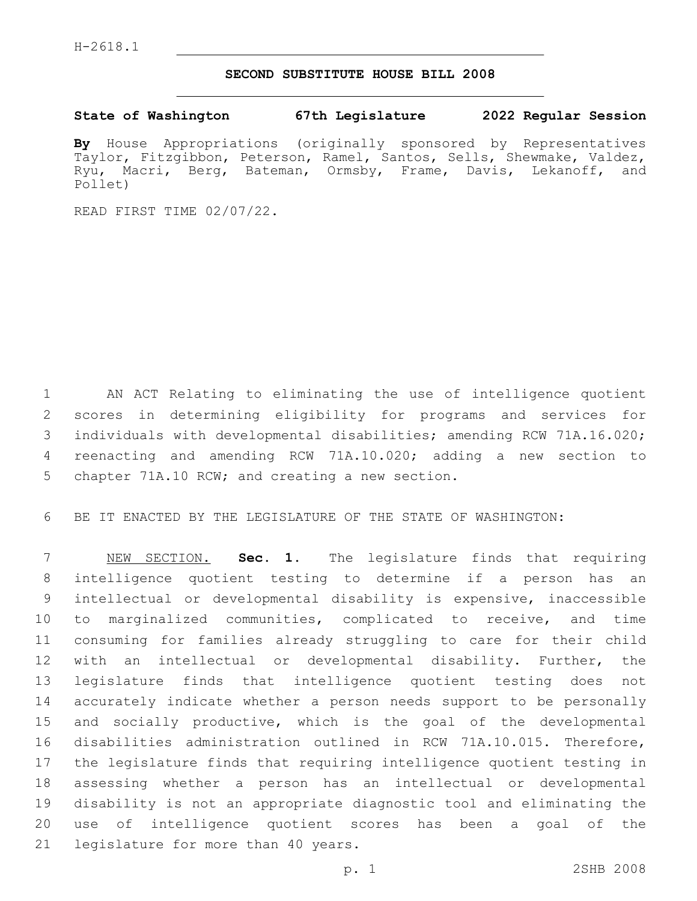H-2618.1

# SECOND SUBSTITUTE HOUSE BILL 2008

**State of Washington 67th Legislature 2022 Regular Session**

**By** House Appropriations (originally sponsored by Representatives Taylor, Fitzgibbon, Peterson, Ramel, Santos, Sells, Shewmake, Valdez, Ryu, Macri, Berg, Bateman, Ormsby, Frame, Davis, Lekanoff, and Pollet)

READ FIRST TIME 02/07/22.

AN ACT Relating to eliminating the use of intelligence quotient scores in determining eligibility for programs and services for individuals with developmental disabilities; amending RCW 71A.16.020; reenacting and amending RCW 71A.10.020; adding a new section to chapter 71A.10 RCW; and creating a new section.

BE IT ENACTED BY THE LEGISLATURE OF THE STATE OF WASHINGTON:

NEW SECTION. **Sec. 1.** The legislature finds that requiring intelligence quotient testing to determine if a person has an intellectual or developmental disability is expensive, inaccessible to marginalized communities, complicated to receive, and time consuming for families already struggling to care for their child with an intellectual or developmental disability. Further, the legislature finds that intelligence quotient testing does not accurately indicate whether a person needs support to be personally and socially productive, which is the goal of the developmental disabilities administration outlined in RCW 71A.10.015. Therefore, the legislature finds that requiring intelligence quotient testing in assessing whether a person has an intellectual or developmental disability is not an appropriate diagnostic tool and eliminating the use of intelligence quotient scores has been a goal of the legislature for more than 40 years.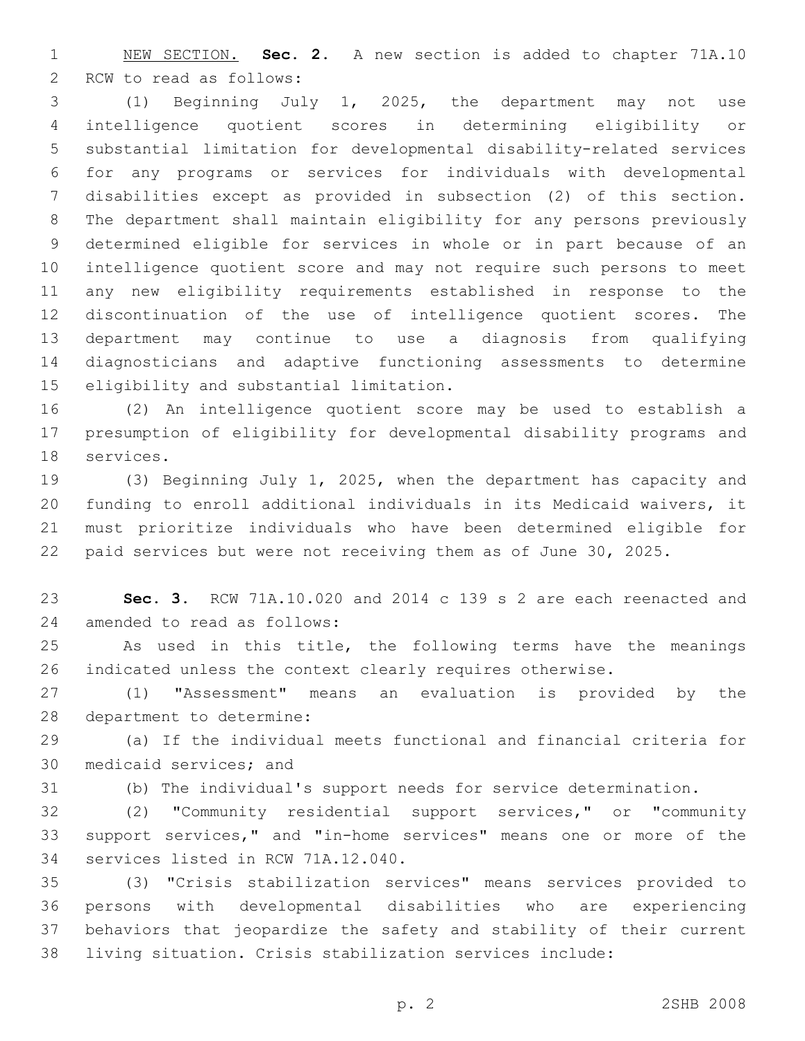NEW SECTION. **Sec. 2.** A new section is added to chapter 71A.10 RCW to read as follows:

(1) Beginning July 1, 2025, the department may not use intelligence quotient scores in determining eligibility or substantial limitation for developmental disability-related services for any programs or services for individuals with developmental disabilities except as provided in subsection (2) of this section. The department shall maintain eligibility for any persons previously determined eligible for services in whole or in part because of an intelligence quotient score and may not require such persons to meet any new eligibility requirements established in response to the discontinuation of the use of intelligence quotient scores. The department may continue to use a diagnosis from qualifying diagnosticians and adaptive functioning assessments to determine eligibility and substantial limitation.

(2) An intelligence quotient score may be used to establish a presumption of eligibility for developmental disability programs and services.

(3) Beginning July 1, 2025, when the department has capacity and funding to enroll additional individuals in its Medicaid waivers, it must prioritize individuals who have been determined eligible for paid services but were not receiving them as of June 30, 2025.

**Sec. 3.** RCW 71A.10.020 and 2014 c 139 s 2 are each reenacted and amended to read as follows:

As used in this title, the following terms have the meanings indicated unless the context clearly requires otherwise.

(1) "Assessment" means an evaluation is provided by the department to determine:

(a) If the individual meets functional and financial criteria for medicaid services; and

(b) The individual's support needs for service determination.

(2) "Community residential support services," or "community support services," and "in-home services" means one or more of the services listed in RCW 71A.12.040.

(3) "Crisis stabilization services" means services provided to persons with developmental disabilities who are experiencing behaviors that jeopardize the safety and stability of their current living situation. Crisis stabilization services include: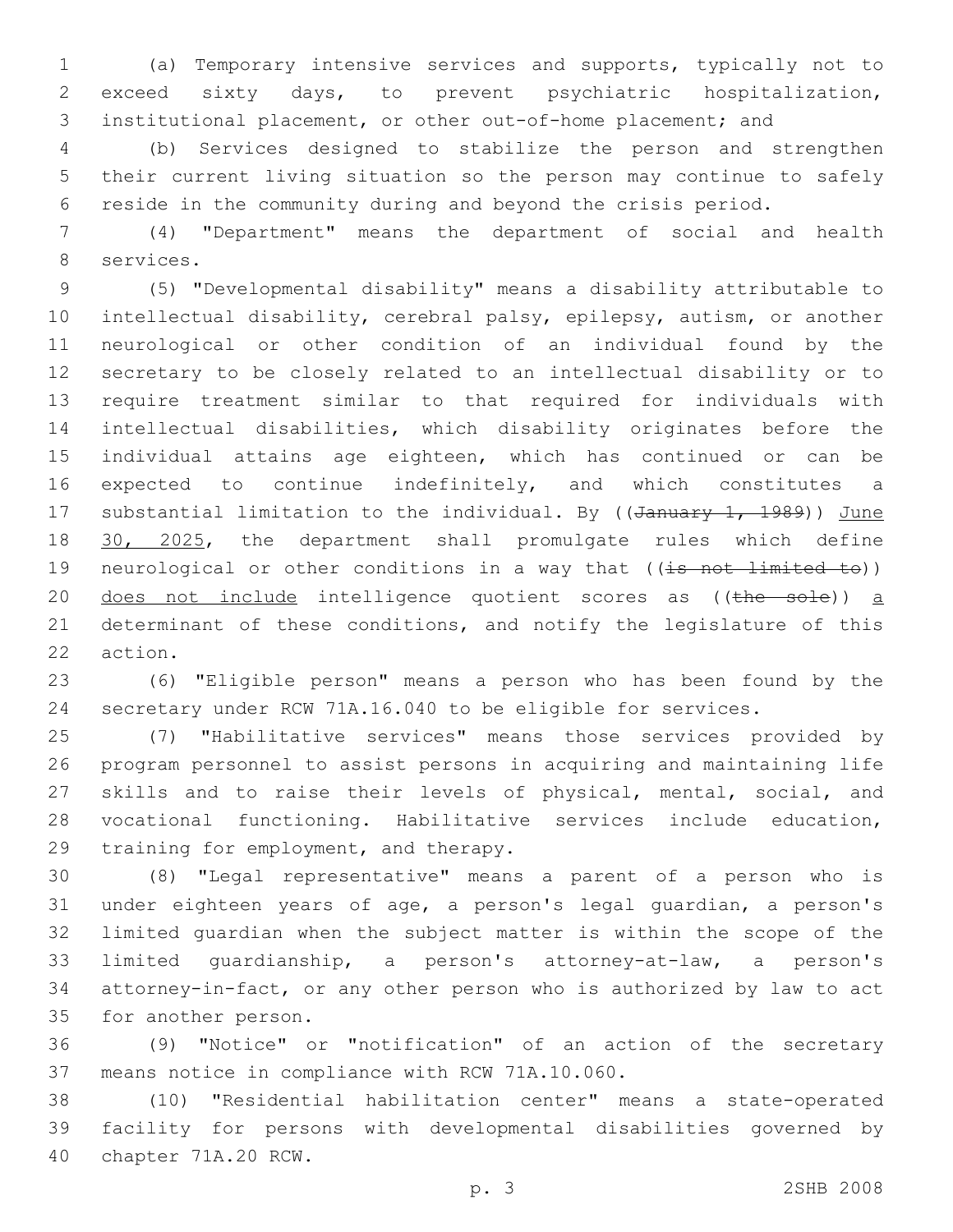(a) Temporary intensive services and supports, typically not to exceed sixty days, to prevent psychiatric hospitalization, institutional placement, or other out-of-home placement; and

(b) Services designed to stabilize the person and strengthen their current living situation so the person may continue to safely reside in the community during and beyond the crisis period.

(4) "Department" means the department of social and health services.

(5) "Developmental disability" means a disability attributable to intellectual disability, cerebral palsy, epilepsy, autism, or another neurological or other condition of an individual found by the secretary to be closely related to an intellectual disability or to require treatment similar to that required for individuals with intellectual disabilities, which disability originates before the individual attains age eighteen, which has continued or can be expected to continue indefinitely, and which constitutes a substantial limitation to the individual. By ((~~January 1, 1989~~)) <u>June 30, 2025</u>, the department shall promulgate rules which define neurological or other conditions in a way that ((~~is not limited to~~)) <u>does not include</u> intelligence quotient scores as ((~~the sole~~)) <u>a</u> determinant of these conditions, and notify the legislature of this action.

(6) "Eligible person" means a person who has been found by the secretary under RCW 71A.16.040 to be eligible for services.

(7) "Habilitative services" means those services provided by program personnel to assist persons in acquiring and maintaining life skills and to raise their levels of physical, mental, social, and vocational functioning. Habilitative services include education, training for employment, and therapy.

(8) "Legal representative" means a parent of a person who is under eighteen years of age, a person's legal guardian, a person's limited guardian when the subject matter is within the scope of the limited guardianship, a person's attorney-at-law, a person's attorney-in-fact, or any other person who is authorized by law to act for another person.

(9) "Notice" or "notification" of an action of the secretary means notice in compliance with RCW 71A.10.060.

(10) "Residential habilitation center" means a state-operated facility for persons with developmental disabilities governed by chapter 71A.20 RCW.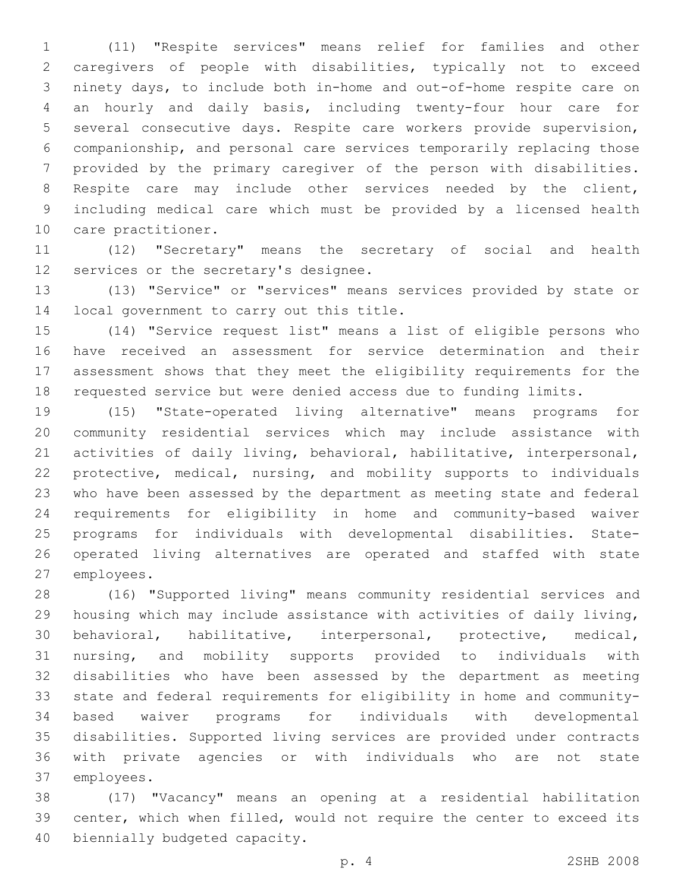(11) "Respite services" means relief for families and other caregivers of people with disabilities, typically not to exceed ninety days, to include both in-home and out-of-home respite care on an hourly and daily basis, including twenty-four hour care for several consecutive days. Respite care workers provide supervision, companionship, and personal care services temporarily replacing those provided by the primary caregiver of the person with disabilities. Respite care may include other services needed by the client, including medical care which must be provided by a licensed health care practitioner.

(12) "Secretary" means the secretary of social and health services or the secretary's designee.

(13) "Service" or "services" means services provided by state or local government to carry out this title.

(14) "Service request list" means a list of eligible persons who have received an assessment for service determination and their assessment shows that they meet the eligibility requirements for the requested service but were denied access due to funding limits.

(15) "State-operated living alternative" means programs for community residential services which may include assistance with activities of daily living, behavioral, habilitative, interpersonal, protective, medical, nursing, and mobility supports to individuals who have been assessed by the department as meeting state and federal requirements for eligibility in home and community-based waiver programs for individuals with developmental disabilities. State-operated living alternatives are operated and staffed with state employees.

(16) "Supported living" means community residential services and housing which may include assistance with activities of daily living, behavioral, habilitative, interpersonal, protective, medical, nursing, and mobility supports provided to individuals with disabilities who have been assessed by the department as meeting state and federal requirements for eligibility in home and community-based waiver programs for individuals with developmental disabilities. Supported living services are provided under contracts with private agencies or with individuals who are not state employees.

(17) "Vacancy" means an opening at a residential habilitation center, which when filled, would not require the center to exceed its biennially budgeted capacity.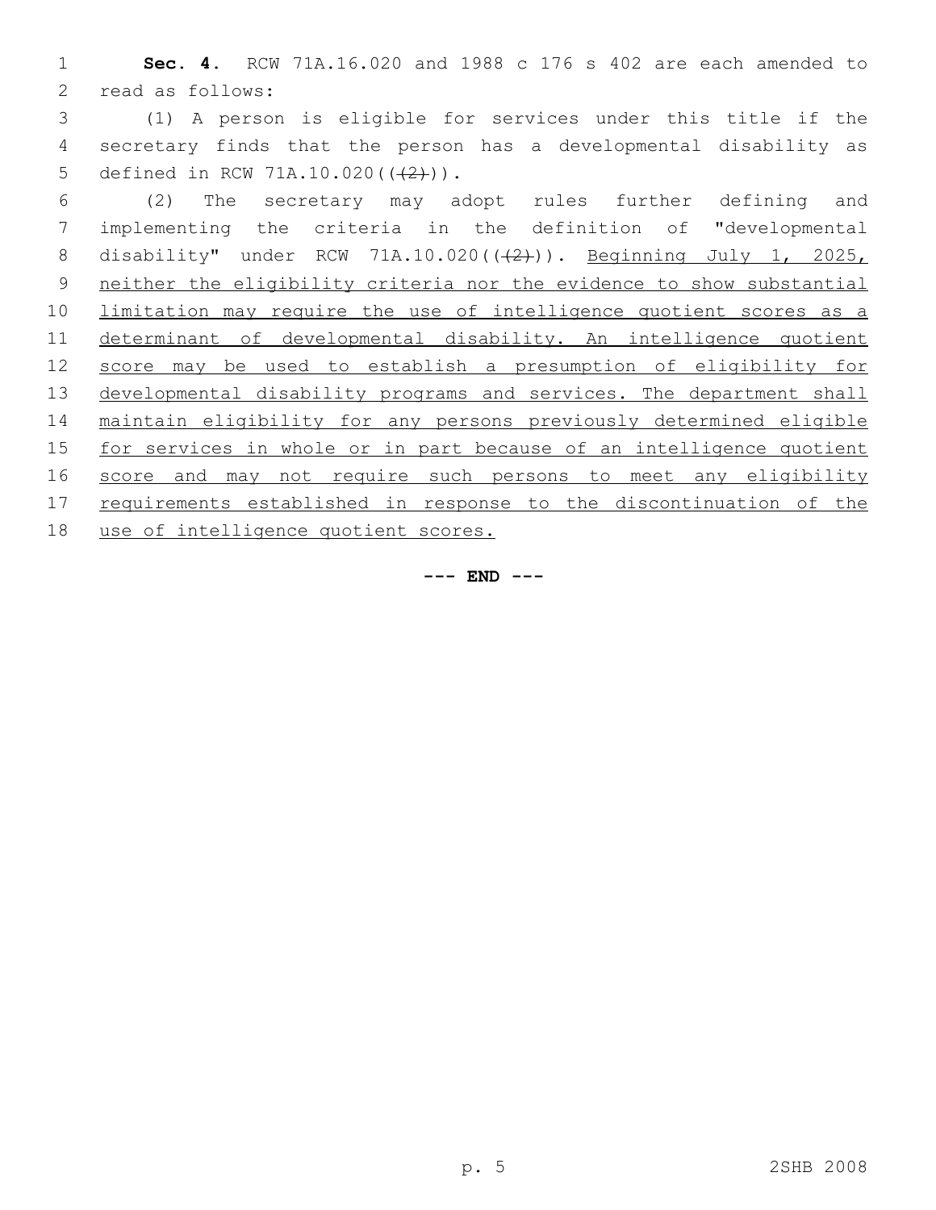**Sec. 4.** RCW 71A.16.020 and 1988 c 176 s 402 are each amended to read as follows:

(1) A person is eligible for services under this title if the secretary finds that the person has a developmental disability as defined in RCW 71A.10.020(((2))).

(2) The secretary may adopt rules further defining and implementing the criteria in the definition of "developmental disability" under RCW 71A.10.020(((2))). Beginning July 1, 2025, neither the eligibility criteria nor the evidence to show substantial limitation may require the use of intelligence quotient scores as a determinant of developmental disability. An intelligence quotient score may be used to establish a presumption of eligibility for developmental disability programs and services. The department shall maintain eligibility for any persons previously determined eligible for services in whole or in part because of an intelligence quotient score and may not require such persons to meet any eligibility requirements established in response to the discontinuation of the use of intelligence quotient scores.

**--- END ---**